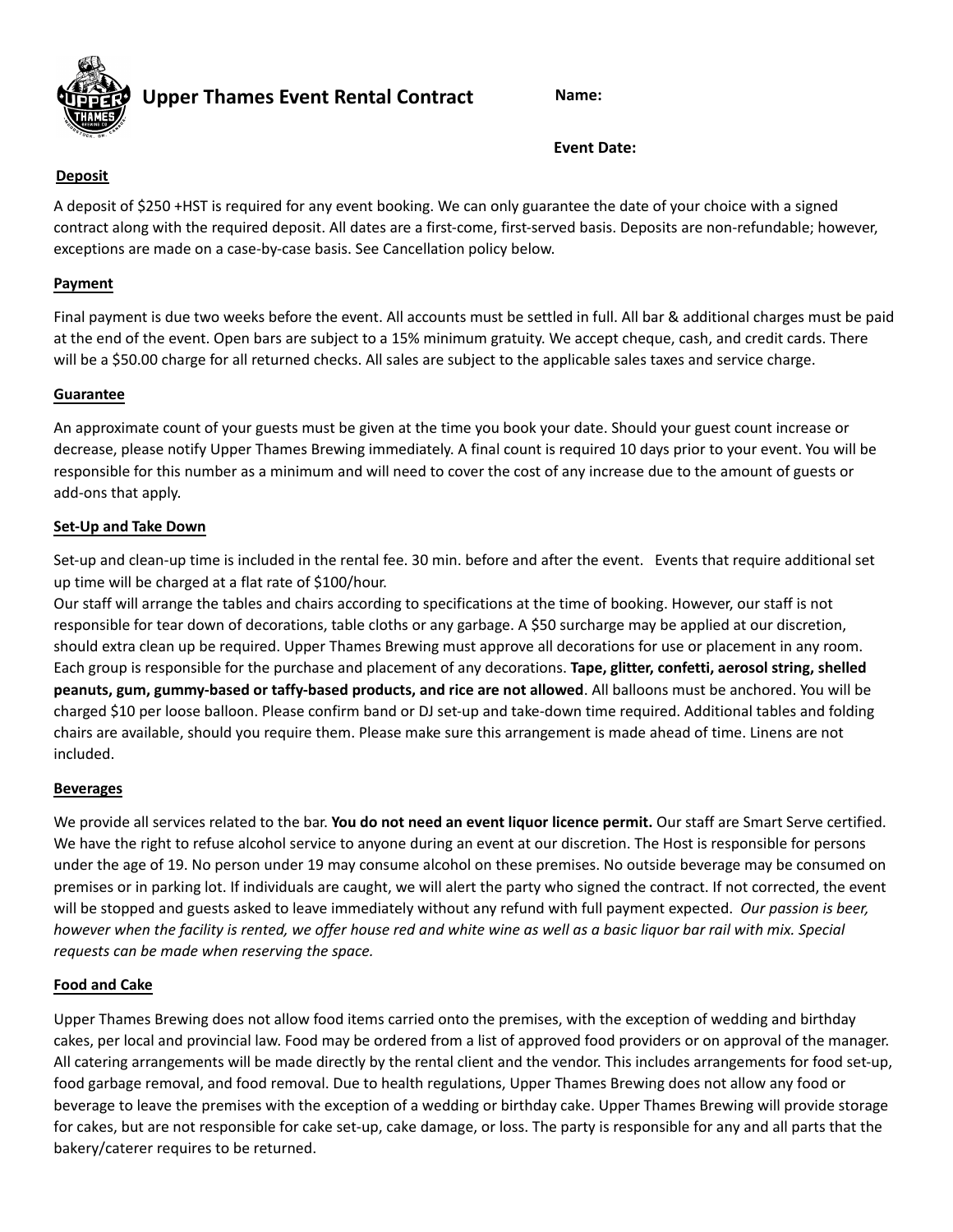# Upper Thames Event Rental Contract

**Name:**

**Event Date:**

## Deposit

A deposit of $250 +HST is required for any event booking. We can only guarantee the date of your choice with a signed contract along with the required deposit. All dates are a first-come, first-served basis. Deposits are non-refundable; however, exceptions are made on a case-by-case basis. See Cancellation policy below.

## Payment

Final payment is due two weeks before the event. All accounts must be settled in full. All bar & additional charges must be paid at the end of the event. Open bars are subject to a 15% minimum gratuity. We accept cheque, cash, and credit cards. There will be a $50.00 charge for all returned checks. All sales are subject to the applicable sales taxes and service charge.

## Guarantee

An approximate count of your guests must be given at the time you book your date. Should your guest count increase or decrease, please notify Upper Thames Brewing immediately. A final count is required 10 days prior to your event. You will be responsible for this number as a minimum and will need to cover the cost of any increase due to the amount of guests or add-ons that apply.

## Set-Up and Take Down

Set-up and clean-up time is included in the rental fee. 30 min. before and after the event. Events that require additional set up time will be charged at a flat rate of $100/hour.

Our staff will arrange the tables and chairs according to specifications at the time of booking. However, our staff is not responsible for tear down of decorations, table cloths or any garbage. A $50 surcharge may be applied at our discretion, should extra clean up be required. Upper Thames Brewing must approve all decorations for use or placement in any room. Each group is responsible for the purchase and placement of any decorations. **Tape, glitter, confetti, aerosol string, shelled peanuts, gum, gummy-based or taffy-based products, and rice are not allowed**. All balloons must be anchored. You will be charged $10 per loose balloon. Please confirm band or DJ set-up and take-down time required. Additional tables and folding chairs are available, should you require them. Please make sure this arrangement is made ahead of time. Linens are not included.

## Beverages

We provide all services related to the bar. **You do not need an event liquor licence permit.** Our staff are Smart Serve certified. We have the right to refuse alcohol service to anyone during an event at our discretion. The Host is responsible for persons under the age of 19. No person under 19 may consume alcohol on these premises. No outside beverage may be consumed on premises or in parking lot. If individuals are caught, we will alert the party who signed the contract. If not corrected, the event will be stopped and guests asked to leave immediately without any refund with full payment expected. *Our passion is beer, however when the facility is rented, we offer house red and white wine as well as a basic liquor bar rail with mix. Special requests can be made when reserving the space.*

## Food and Cake

Upper Thames Brewing does not allow food items carried onto the premises, with the exception of wedding and birthday cakes, per local and provincial law. Food may be ordered from a list of approved food providers or on approval of the manager. All catering arrangements will be made directly by the rental client and the vendor. This includes arrangements for food set-up, food garbage removal, and food removal. Due to health regulations, Upper Thames Brewing does not allow any food or beverage to leave the premises with the exception of a wedding or birthday cake. Upper Thames Brewing will provide storage for cakes, but are not responsible for cake set-up, cake damage, or loss. The party is responsible for any and all parts that the bakery/caterer requires to be returned.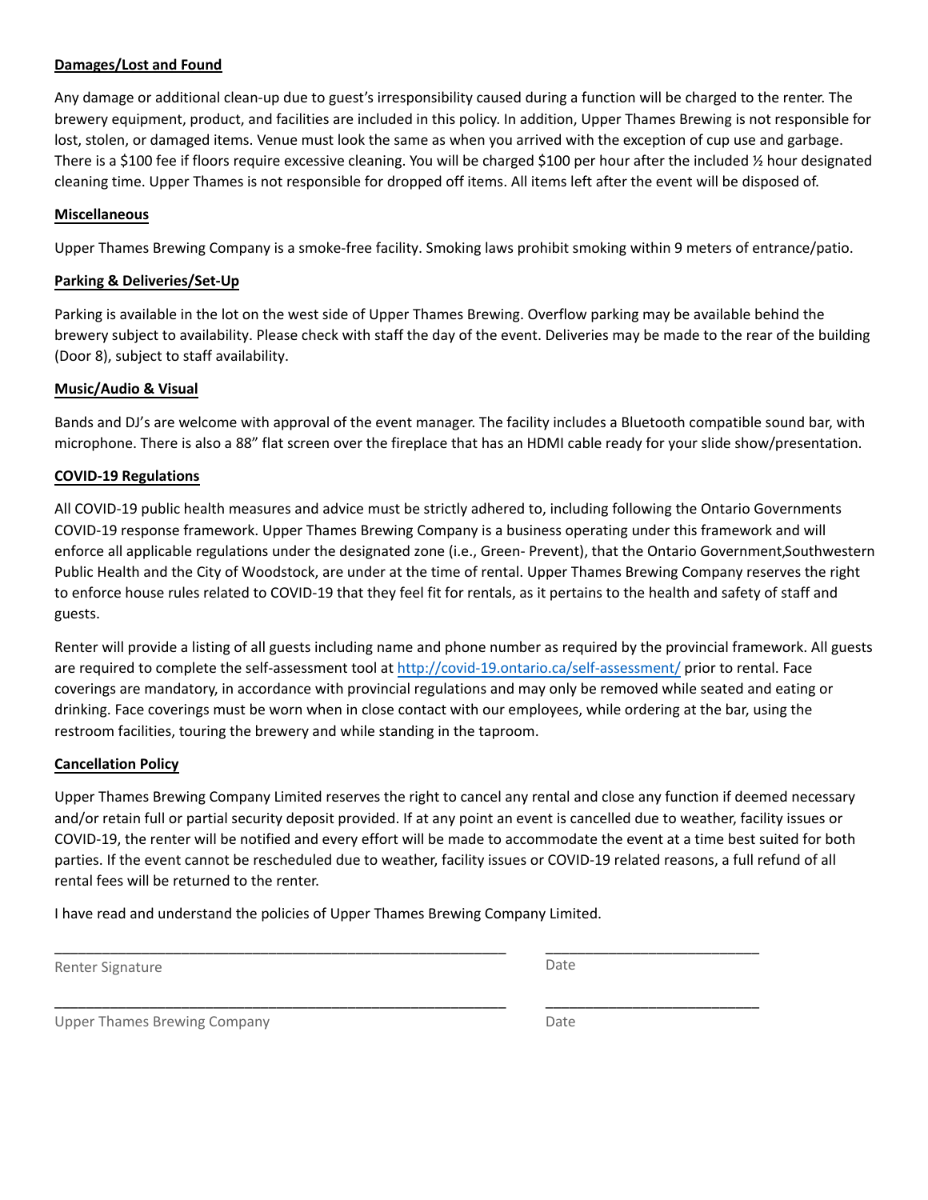**Damages/Lost and Found**

Any damage or additional clean-up due to guest's irresponsibility caused during a function will be charged to the renter. The brewery equipment, product, and facilities are included in this policy. In addition, Upper Thames Brewing is not responsible for lost, stolen, or damaged items. Venue must look the same as when you arrived with the exception of cup use and garbage. There is a $100 fee if floors require excessive cleaning. You will be charged $100 per hour after the included ½ hour designated cleaning time. Upper Thames is not responsible for dropped off items. All items left after the event will be disposed of.

**Miscellaneous**

Upper Thames Brewing Company is a smoke-free facility. Smoking laws prohibit smoking within 9 meters of entrance/patio.

**Parking & Deliveries/Set-Up**

Parking is available in the lot on the west side of Upper Thames Brewing. Overflow parking may be available behind the brewery subject to availability. Please check with staff the day of the event. Deliveries may be made to the rear of the building (Door 8), subject to staff availability.

**Music/Audio & Visual**

Bands and DJ's are welcome with approval of the event manager. The facility includes a Bluetooth compatible sound bar, with microphone. There is also a 88" flat screen over the fireplace that has an HDMI cable ready for your slide show/presentation.

**COVID-19 Regulations**

All COVID-19 public health measures and advice must be strictly adhered to, including following the Ontario Governments COVID-19 response framework. Upper Thames Brewing Company is a business operating under this framework and will enforce all applicable regulations under the designated zone (i.e., Green- Prevent), that the Ontario Government,Southwestern Public Health and the City of Woodstock, are under at the time of rental. Upper Thames Brewing Company reserves the right to enforce house rules related to COVID-19 that they feel fit for rentals, as it pertains to the health and safety of staff and guests.

Renter will provide a listing of all guests including name and phone number as required by the provincial framework. All guests are required to complete the self-assessment tool at http://covid-19.ontario.ca/self-assessment/ prior to rental. Face coverings are mandatory, in accordance with provincial regulations and may only be removed while seated and eating or drinking. Face coverings must be worn when in close contact with our employees, while ordering at the bar, using the restroom facilities, touring the brewery and while standing in the taproom.

**Cancellation Policy**

Upper Thames Brewing Company Limited reserves the right to cancel any rental and close any function if deemed necessary and/or retain full or partial security deposit provided. If at any point an event is cancelled due to weather, facility issues or COVID-19, the renter will be notified and every effort will be made to accommodate the event at a time best suited for both parties. If the event cannot be rescheduled due to weather, facility issues or COVID-19 related reasons, a full refund of all rental fees will be returned to the renter.

I have read and understand the policies of Upper Thames Brewing Company Limited.

\_\_\_\_\_\_\_\_\_\_\_\_\_\_\_\_\_\_\_\_\_\_\_\_\_\_\_\_\_\_\_\_\_\_\_\_\_\_\_\_ &nbsp;&nbsp;&nbsp; \_\_\_\_\_\_\_\_\_\_\_\_\_\_\_\_\_\_\_\_

Renter Signature &nbsp;&nbsp;&nbsp; Date

\_\_\_\_\_\_\_\_\_\_\_\_\_\_\_\_\_\_\_\_\_\_\_\_\_\_\_\_\_\_\_\_\_\_\_\_\_\_\_\_ &nbsp;&nbsp;&nbsp; \_\_\_\_\_\_\_\_\_\_\_\_\_\_\_\_\_\_\_\_

Upper Thames Brewing Company &nbsp;&nbsp;&nbsp; Date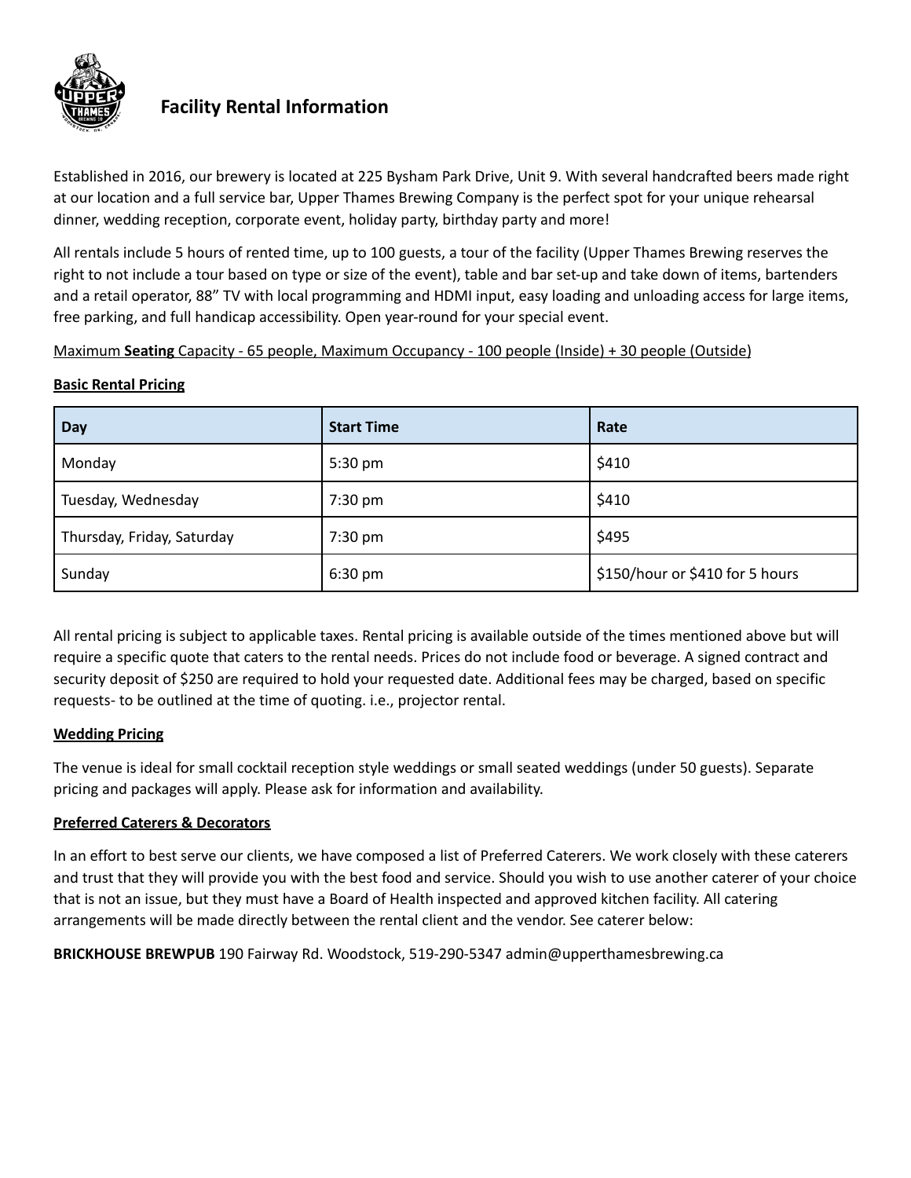# Facility Rental Information

Established in 2016, our brewery is located at 225 Bysham Park Drive, Unit 9. With several handcrafted beers made right at our location and a full service bar, Upper Thames Brewing Company is the perfect spot for your unique rehearsal dinner, wedding reception, corporate event, holiday party, birthday party and more!

All rentals include 5 hours of rented time, up to 100 guests, a tour of the facility (Upper Thames Brewing reserves the right to not include a tour based on type or size of the event), table and bar set-up and take down of items, bartenders and a retail operator, 88" TV with local programming and HDMI input, easy loading and unloading access for large items, free parking, and full handicap accessibility. Open year-round for your special event.

Maximum **Seating** Capacity - 65 people, Maximum Occupancy - 100 people (Inside) + 30 people (Outside)

**Basic Rental Pricing**

| Day | Start Time | Rate |
|---|---|---|
| Monday | 5:30 pm | $410 |
| Tuesday, Wednesday | 7:30 pm | $410 |
| Thursday, Friday, Saturday | 7:30 pm | $495 |
| Sunday | 6:30 pm | $150/hour or $410 for 5 hours |

All rental pricing is subject to applicable taxes. Rental pricing is available outside of the times mentioned above but will require a specific quote that caters to the rental needs. Prices do not include food or beverage. A signed contract and security deposit of $250 are required to hold your requested date. Additional fees may be charged, based on specific requests- to be outlined at the time of quoting. i.e., projector rental.

**Wedding Pricing**

The venue is ideal for small cocktail reception style weddings or small seated weddings (under 50 guests). Separate pricing and packages will apply. Please ask for information and availability.

**Preferred Caterers & Decorators**

In an effort to best serve our clients, we have composed a list of Preferred Caterers. We work closely with these caterers and trust that they will provide you with the best food and service. Should you wish to use another caterer of your choice that is not an issue, but they must have a Board of Health inspected and approved kitchen facility. All catering arrangements will be made directly between the rental client and the vendor. See caterer below:

**BRICKHOUSE BREWPUB** 190 Fairway Rd. Woodstock, 519-290-5347 admin@upperthamesbrewing.ca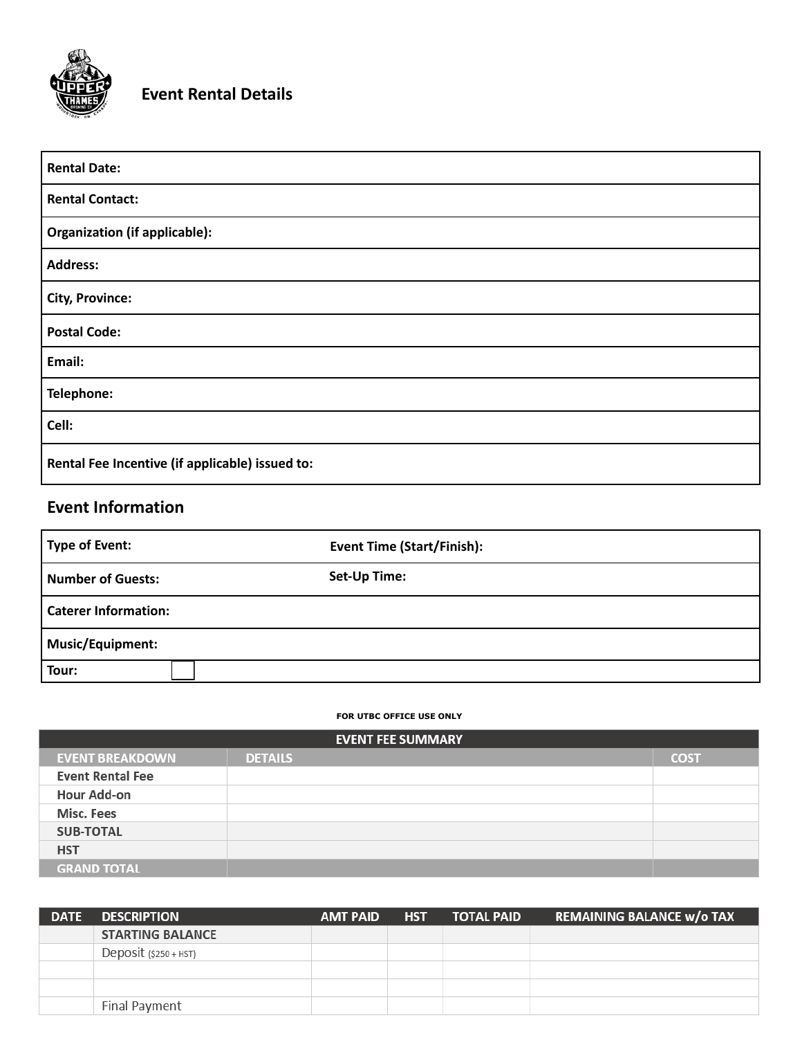# Event Rental Details

| | |
|---|---|
| **Rental Date:** | |
| **Rental Contact:** | |
| **Organization (if applicable):** | |
| **Address:** | |
| **City, Province:** | |
| **Postal Code:** | |
| **Email:** | |
| **Telephone:** | |
| **Cell:** | |
| **Rental Fee Incentive (if applicable) issued to:** | |

## Event Information

| | |
|---|---|
| **Type of Event:** | **Event Time (Start/Finish):** |
| **Number of Guests:** | **Set-Up Time:** |
| **Caterer Information:** | |
| **Music/Equipment:** | |
| **Tour:** ☐ | |

**FOR UTBC OFFICE USE ONLY**

| EVENT FEE SUMMARY | | |
|---|---|---|
| **EVENT BREAKDOWN** | **DETAILS** | **COST** |
| **Event Rental Fee** | | |
| **Hour Add-on** | | |
| **Misc. Fees** | | |
| **SUB-TOTAL** | | |
| **HST** | | |
| **GRAND TOTAL** | | |

| DATE | DESCRIPTION | AMT PAID | HST | TOTAL PAID | REMAINING BALANCE w/o TAX |
|---|---|---|---|---|---|
| | STARTING BALANCE | | | | |
| | Deposit ($250 + HST) | | | | |
| | | | | | |
| | | | | | |
| | Final Payment | | | | |